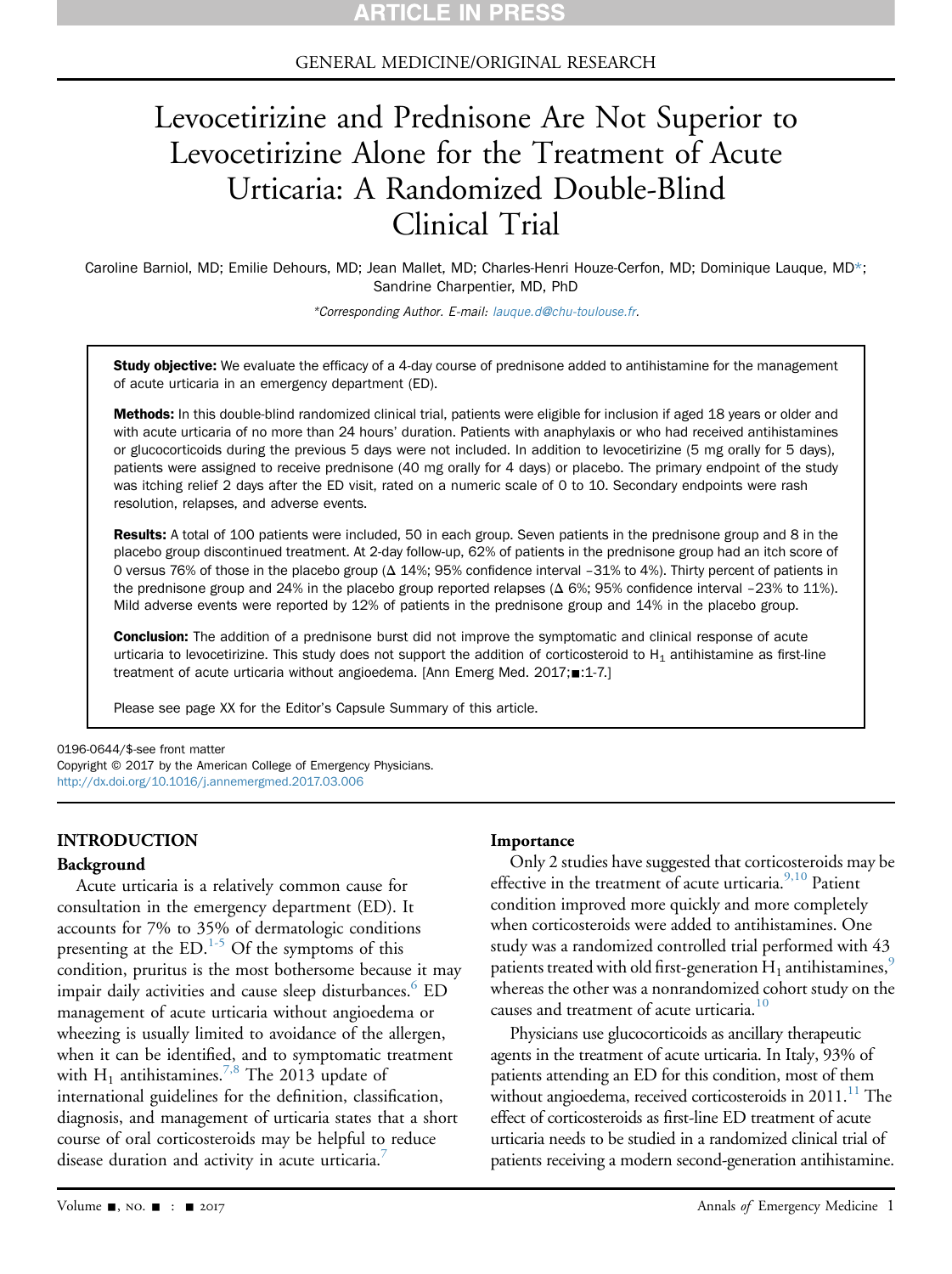GENERAL MEDICINE/ORIGINAL RESEARCH

# Levocetirizine and Prednisone Are Not Superior to Levocetirizine Alone for the Treatment of Acute Urticaria: A Randomized Double-Blind Clinical Trial

Caroline Barniol, MD; Emilie Dehours, MD; Jean Mallet, MD; Charles-Henri Houze-Cerfon, MD; Dominique Lauque, MD*; Sandrine Charpentier, MD, PhD

*Corresponding Author. E-mail: lauque.d@chu-toulouse.fr.

**Study objective:** We evaluate the efficacy of a 4-day course of prednisone added to antihistamine for the management of acute urticaria in an emergency department (ED).

**Methods:** In this double-blind randomized clinical trial, patients were eligible for inclusion if aged 18 years or older and with acute urticaria of no more than 24 hours' duration. Patients with anaphylaxis or who had received antihistamines or glucocorticoids during the previous 5 days were not included. In addition to levocetirizine (5 mg orally for 5 days), patients were assigned to receive prednisone (40 mg orally for 4 days) or placebo. The primary endpoint of the study was itching relief 2 days after the ED visit, rated on a numeric scale of 0 to 10. Secondary endpoints were rash resolution, relapses, and adverse events.

**Results:** A total of 100 patients were included, 50 in each group. Seven patients in the prednisone group and 8 in the placebo group discontinued treatment. At 2-day follow-up, 62% of patients in the prednisone group had an itch score of 0 versus 76% of those in the placebo group (Δ 14%; 95% confidence interval –31% to 4%). Thirty percent of patients in the prednisone group and 24% in the placebo group reported relapses (Δ 6%; 95% confidence interval –23% to 11%). Mild adverse events were reported by 12% of patients in the prednisone group and 14% in the placebo group.

**Conclusion:** The addition of a prednisone burst did not improve the symptomatic and clinical response of acute urticaria to levocetirizine. This study does not support the addition of corticosteroid to $H_1$ antihistamine as first-line treatment of acute urticaria without angioedema. [Ann Emerg Med. 2017;■:1-7.]

Please see page XX for the Editor's Capsule Summary of this article.

0196-0644/$-see front matter
Copyright © 2017 by the American College of Emergency Physicians.
http://dx.doi.org/10.1016/j.annemergmed.2017.03.006

## INTRODUCTION

### Background

Acute urticaria is a relatively common cause for consultation in the emergency department (ED). It accounts for 7% to 35% of dermatologic conditions presenting at the ED.[1-5] Of the symptoms of this condition, pruritus is the most bothersome because it may impair daily activities and cause sleep disturbances.[6] ED management of acute urticaria without angioedema or wheezing is usually limited to avoidance of the allergen, when it can be identified, and to symptomatic treatment with $H_1$ antihistamines.[7,8] The 2013 update of international guidelines for the definition, classification, diagnosis, and management of urticaria states that a short course of oral corticosteroids may be helpful to reduce disease duration and activity in acute urticaria.[7]

### Importance

Only 2 studies have suggested that corticosteroids may be effective in the treatment of acute urticaria.[9,10] Patient condition improved more quickly and more completely when corticosteroids were added to antihistamines. One study was a randomized controlled trial performed with 43 patients treated with old first-generation $H_1$ antihistamines,[9] whereas the other was a nonrandomized cohort study on the causes and treatment of acute urticaria.[10]

Physicians use glucocorticoids as ancillary therapeutic agents in the treatment of acute urticaria. In Italy, 93% of patients attending an ED for this condition, most of them without angioedema, received corticosteroids in 2011.[11] The effect of corticosteroids as first-line ED treatment of acute urticaria needs to be studied in a randomized clinical trial of patients receiving a modern second-generation antihistamine.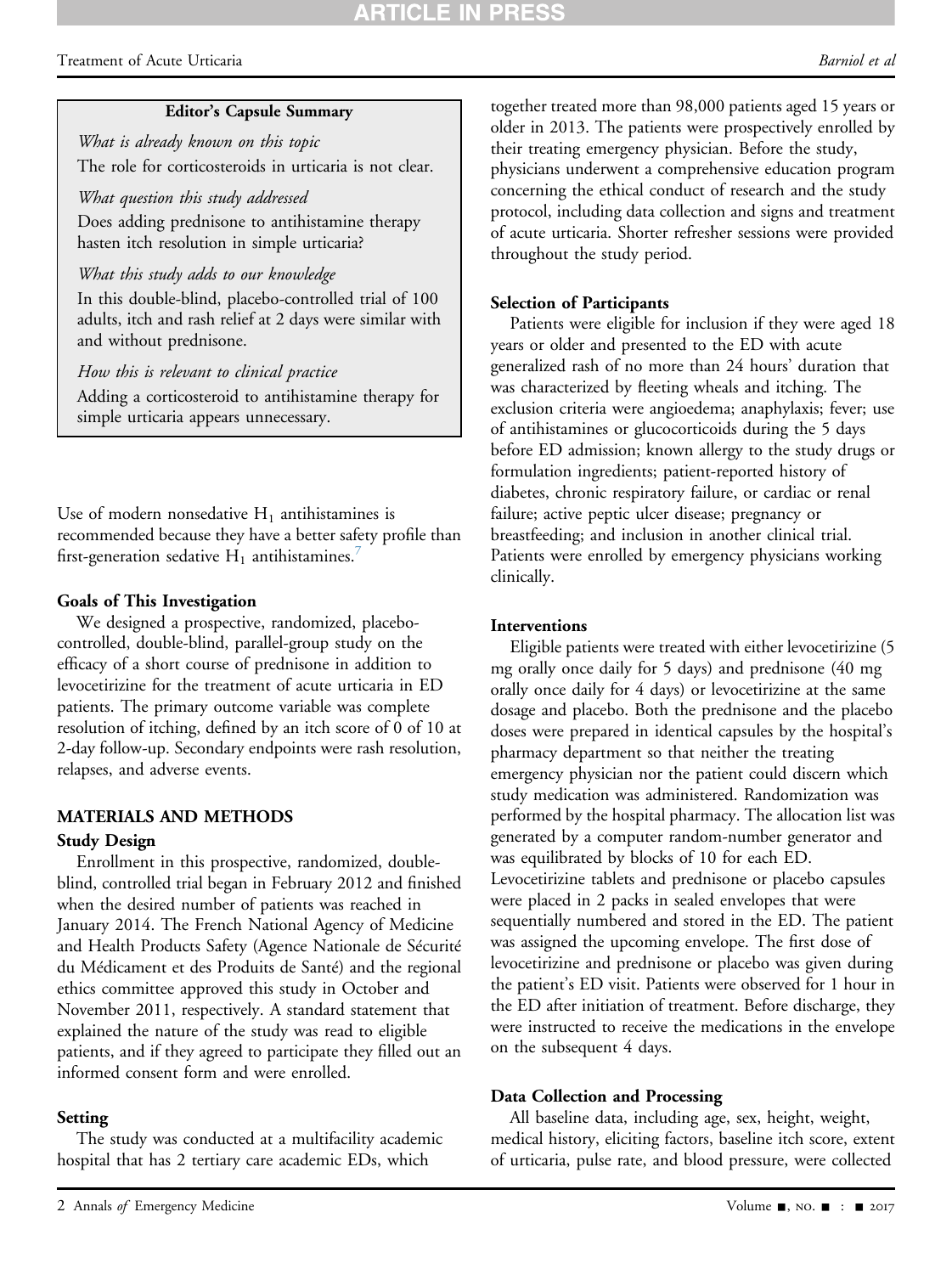**Editor's Capsule Summary**

*What is already known on this topic*

The role for corticosteroids in urticaria is not clear.

*What question this study addressed*

Does adding prednisone to antihistamine therapy hasten itch resolution in simple urticaria?

*What this study adds to our knowledge*

In this double-blind, placebo-controlled trial of 100 adults, itch and rash relief at 2 days were similar with and without prednisone.

*How this is relevant to clinical practice*

Adding a corticosteroid to antihistamine therapy for simple urticaria appears unnecessary.

Use of modern nonsedative $H_1$ antihistamines is recommended because they have a better safety profile than first-generation sedative $H_1$ antihistamines.[7]

### Goals of This Investigation

We designed a prospective, randomized, placebo-controlled, double-blind, parallel-group study on the efficacy of a short course of prednisone in addition to levocetirizine for the treatment of acute urticaria in ED patients. The primary outcome variable was complete resolution of itching, defined by an itch score of 0 of 10 at 2-day follow-up. Secondary endpoints were rash resolution, relapses, and adverse events.

## MATERIALS AND METHODS

### Study Design

Enrollment in this prospective, randomized, double-blind, controlled trial began in February 2012 and finished when the desired number of patients was reached in January 2014. The French National Agency of Medicine and Health Products Safety (Agence Nationale de Sécurité du Médicament et des Produits de Santé) and the regional ethics committee approved this study in October and November 2011, respectively. A standard statement that explained the nature of the study was read to eligible patients, and if they agreed to participate they filled out an informed consent form and were enrolled.

### Setting

The study was conducted at a multifacility academic hospital that has 2 tertiary care academic EDs, which together treated more than 98,000 patients aged 15 years or older in 2013. The patients were prospectively enrolled by their treating emergency physician. Before the study, physicians underwent a comprehensive education program concerning the ethical conduct of research and the study protocol, including data collection and signs and treatment of acute urticaria. Shorter refresher sessions were provided throughout the study period.

### Selection of Participants

Patients were eligible for inclusion if they were aged 18 years or older and presented to the ED with acute generalized rash of no more than 24 hours' duration that was characterized by fleeting wheals and itching. The exclusion criteria were angioedema; anaphylaxis; fever; use of antihistamines or glucocorticoids during the 5 days before ED admission; known allergy to the study drugs or formulation ingredients; patient-reported history of diabetes, chronic respiratory failure, or cardiac or renal failure; active peptic ulcer disease; pregnancy or breastfeeding; and inclusion in another clinical trial. Patients were enrolled by emergency physicians working clinically.

### Interventions

Eligible patients were treated with either levocetirizine (5 mg orally once daily for 5 days) and prednisone (40 mg orally once daily for 4 days) or levocetirizine at the same dosage and placebo. Both the prednisone and the placebo doses were prepared in identical capsules by the hospital's pharmacy department so that neither the treating emergency physician nor the patient could discern which study medication was administered. Randomization was performed by the hospital pharmacy. The allocation list was generated by a computer random-number generator and was equilibrated by blocks of 10 for each ED. Levocetirizine tablets and prednisone or placebo capsules were placed in 2 packs in sealed envelopes that were sequentially numbered and stored in the ED. The patient was assigned the upcoming envelope. The first dose of levocetirizine and prednisone or placebo was given during the patient's ED visit. Patients were observed for 1 hour in the ED after initiation of treatment. Before discharge, they were instructed to receive the medications in the envelope on the subsequent 4 days.

### Data Collection and Processing

All baseline data, including age, sex, height, weight, medical history, eliciting factors, baseline itch score, extent of urticaria, pulse rate, and blood pressure, were collected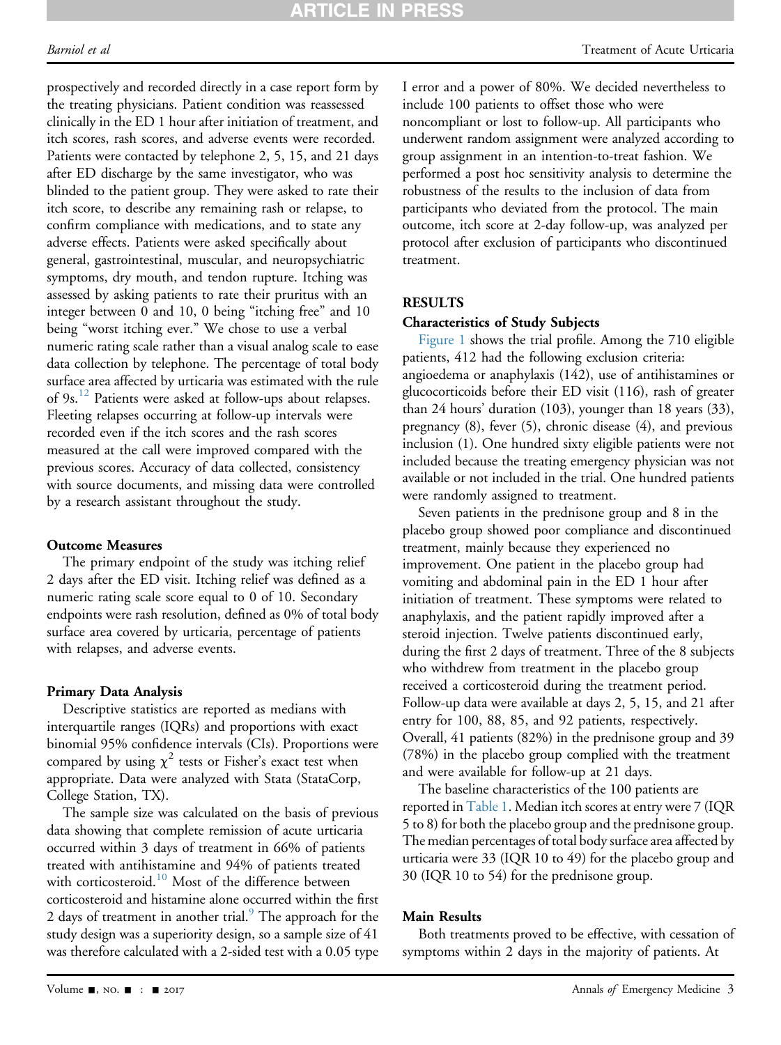prospectively and recorded directly in a case report form by the treating physicians. Patient condition was reassessed clinically in the ED 1 hour after initiation of treatment, and itch scores, rash scores, and adverse events were recorded. Patients were contacted by telephone 2, 5, 15, and 21 days after ED discharge by the same investigator, who was blinded to the patient group. They were asked to rate their itch score, to describe any remaining rash or relapse, to confirm compliance with medications, and to state any adverse effects. Patients were asked specifically about general, gastrointestinal, muscular, and neuropsychiatric symptoms, dry mouth, and tendon rupture. Itching was assessed by asking patients to rate their pruritus with an integer between 0 and 10, 0 being "itching free" and 10 being "worst itching ever." We chose to use a verbal numeric rating scale rather than a visual analog scale to ease data collection by telephone. The percentage of total body surface area affected by urticaria was estimated with the rule of 9s.[12] Patients were asked at follow-ups about relapses. Fleeting relapses occurring at follow-up intervals were recorded even if the itch scores and the rash scores measured at the call were improved compared with the previous scores. Accuracy of data collected, consistency with source documents, and missing data were controlled by a research assistant throughout the study.

### Outcome Measures

The primary endpoint of the study was itching relief 2 days after the ED visit. Itching relief was defined as a numeric rating scale score equal to 0 of 10. Secondary endpoints were rash resolution, defined as 0% of total body surface area covered by urticaria, percentage of patients with relapses, and adverse events.

### Primary Data Analysis

Descriptive statistics are reported as medians with interquartile ranges (IQRs) and proportions with exact binomial 95% confidence intervals (CIs). Proportions were compared by using $\chi^2$ tests or Fisher's exact test when appropriate. Data were analyzed with Stata (StataCorp, College Station, TX).

The sample size was calculated on the basis of previous data showing that complete remission of acute urticaria occurred within 3 days of treatment in 66% of patients treated with antihistamine and 94% of patients treated with corticosteroid.[10] Most of the difference between corticosteroid and histamine alone occurred within the first 2 days of treatment in another trial.[9] The approach for the study design was a superiority design, so a sample size of 41 was therefore calculated with a 2-sided test with a 0.05 type I error and a power of 80%. We decided nevertheless to include 100 patients to offset those who were noncompliant or lost to follow-up. All participants who underwent random assignment were analyzed according to group assignment in an intention-to-treat fashion. We performed a post hoc sensitivity analysis to determine the robustness of the results to the inclusion of data from participants who deviated from the protocol. The main outcome, itch score at 2-day follow-up, was analyzed per protocol after exclusion of participants who discontinued treatment.

## RESULTS

### Characteristics of Study Subjects

Figure 1 shows the trial profile. Among the 710 eligible patients, 412 had the following exclusion criteria: angioedema or anaphylaxis (142), use of antihistamines or glucocorticoids before their ED visit (116), rash of greater than 24 hours' duration (103), younger than 18 years (33), pregnancy (8), fever (5), chronic disease (4), and previous inclusion (1). One hundred sixty eligible patients were not included because the treating emergency physician was not available or not included in the trial. One hundred patients were randomly assigned to treatment.

Seven patients in the prednisone group and 8 in the placebo group showed poor compliance and discontinued treatment, mainly because they experienced no improvement. One patient in the placebo group had vomiting and abdominal pain in the ED 1 hour after initiation of treatment. These symptoms were related to anaphylaxis, and the patient rapidly improved after a steroid injection. Twelve patients discontinued early, during the first 2 days of treatment. Three of the 8 subjects who withdrew from treatment in the placebo group received a corticosteroid during the treatment period. Follow-up data were available at days 2, 5, 15, and 21 after entry for 100, 88, 85, and 92 patients, respectively. Overall, 41 patients (82%) in the prednisone group and 39 (78%) in the placebo group complied with the treatment and were available for follow-up at 21 days.

The baseline characteristics of the 100 patients are reported in Table 1. Median itch scores at entry were 7 (IQR 5 to 8) for both the placebo group and the prednisone group. The median percentages of total body surface area affected by urticaria were 33 (IQR 10 to 49) for the placebo group and 30 (IQR 10 to 54) for the prednisone group.

### Main Results

Both treatments proved to be effective, with cessation of symptoms within 2 days in the majority of patients. At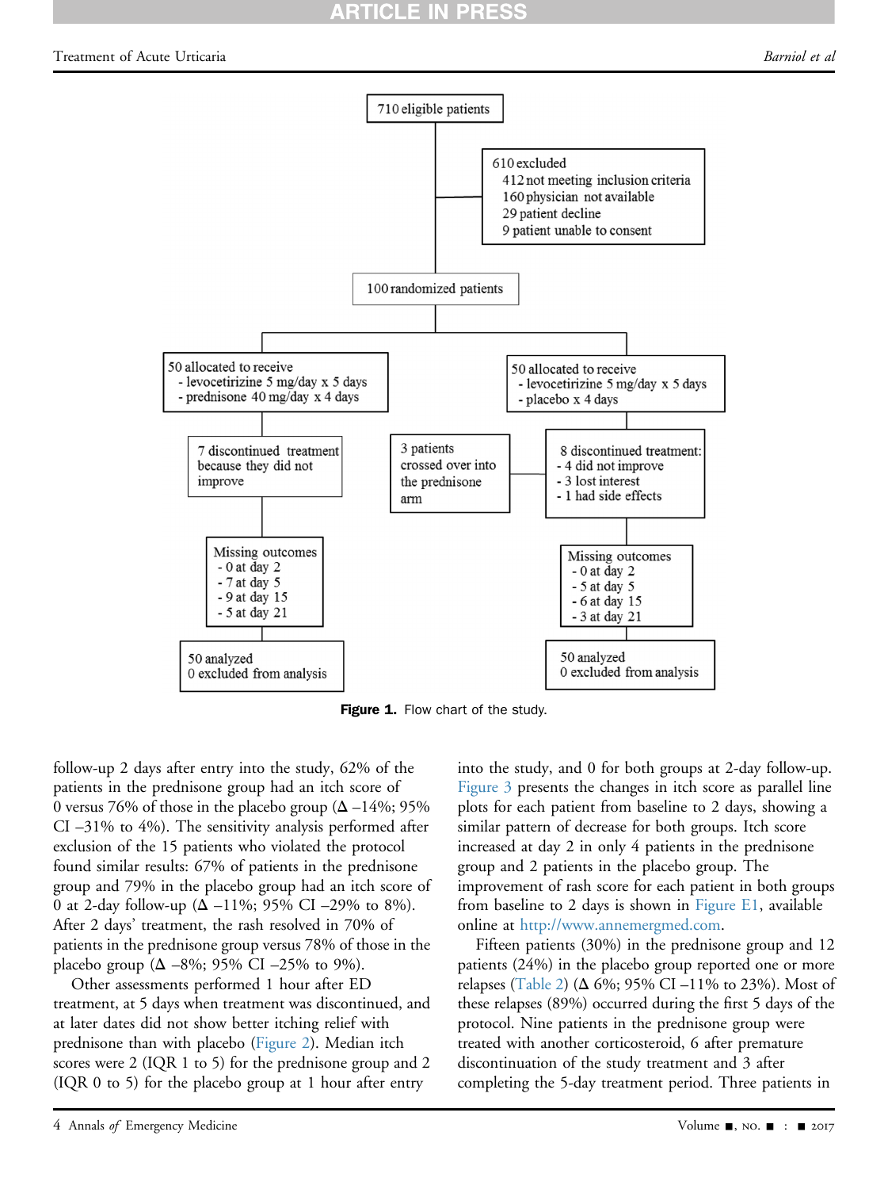710 eligible patients

610 excluded
- 412 not meeting inclusion criteria
- 160 physician not available
- 29 patient decline
- 9 patient unable to consent

100 randomized patients

50 allocated to receive
- levocetirizine 5 mg/day x 5 days
- prednisone 40 mg/day x 4 days

50 allocated to receive
- levocetirizine 5 mg/day x 5 days
- placebo x 4 days

7 discontinued treatment because they did not improve

3 patients crossed over into the prednisone arm

8 discontinued treatment:
- 4 did not improve
- 3 lost interest
- 1 had side effects

Missing outcomes
- 0 at day 2
- 7 at day 5
- 9 at day 15
- 5 at day 21

Missing outcomes
- 0 at day 2
- 5 at day 5
- 6 at day 15
- 3 at day 21

50 analyzed
0 excluded from analysis

50 analyzed
0 excluded from analysis

**Figure 1.** Flow chart of the study.

follow-up 2 days after entry into the study, 62% of the patients in the prednisone group had an itch score of 0 versus 76% of those in the placebo group (Δ –14%; 95% CI –31% to 4%). The sensitivity analysis performed after exclusion of the 15 patients who violated the protocol found similar results: 67% of patients in the prednisone group and 79% in the placebo group had an itch score of 0 at 2-day follow-up (Δ –11%; 95% CI –29% to 8%). After 2 days' treatment, the rash resolved in 70% of patients in the prednisone group versus 78% of those in the placebo group (Δ –8%; 95% CI –25% to 9%).

Other assessments performed 1 hour after ED treatment, at 5 days when treatment was discontinued, and at later dates did not show better itching relief with prednisone than with placebo (Figure 2). Median itch scores were 2 (IQR 1 to 5) for the prednisone group and 2 (IQR 0 to 5) for the placebo group at 1 hour after entry into the study, and 0 for both groups at 2-day follow-up. Figure 3 presents the changes in itch score as parallel line plots for each patient from baseline to 2 days, showing a similar pattern of decrease for both groups. Itch score increased at day 2 in only 4 patients in the prednisone group and 2 patients in the placebo group. The improvement of rash score for each patient in both groups from baseline to 2 days is shown in Figure E1, available online at http://www.annemergmed.com.

Fifteen patients (30%) in the prednisone group and 12 patients (24%) in the placebo group reported one or more relapses (Table 2) (Δ 6%; 95% CI –11% to 23%). Most of these relapses (89%) occurred during the first 5 days of the protocol. Nine patients in the prednisone group were treated with another corticosteroid, 6 after premature discontinuation of the study treatment and 3 after completing the 5-day treatment period. Three patients in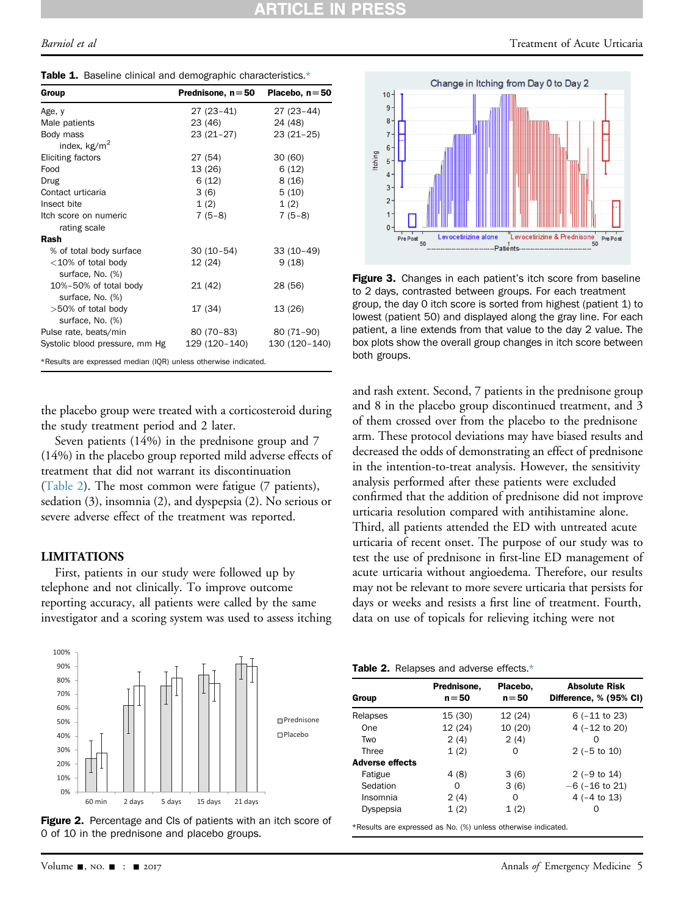**Table 1.** Baseline clinical and demographic characteristics.*

| Group | Prednisone, n=50 | Placebo, n=50 |
|---|---|---|
| Age, y | 27 (23–41) | 27 (23–44) |
| Male patients | 23 (46) | 24 (48) |
| Body mass index, kg/m$^2$ | 23 (21–27) | 23 (21–25) |
| Eliciting factors | 27 (54) | 30 (60) |
| Food | 13 (26) | 6 (12) |
| Drug | 6 (12) | 8 (16) |
| Contact urticaria | 3 (6) | 5 (10) |
| Insect bite | 1 (2) | 1 (2) |
| Itch score on numeric rating scale | 7 (5–8) | 7 (5–8) |
| **Rash** | | |
| % of total body surface | 30 (10–54) | 33 (10–49) |
| <10% of total body surface, No. (%) | 12 (24) | 9 (18) |
| 10%–50% of total body surface, No. (%) | 21 (42) | 28 (56) |
| >50% of total body surface, No. (%) | 17 (34) | 13 (26) |
| Pulse rate, beats/min | 80 (70–83) | 80 (71–90) |
| Systolic blood pressure, mm Hg | 129 (120–140) | 130 (120–140) |

*Results are expressed median (IQR) unless otherwise indicated.

the placebo group were treated with a corticosteroid during the study treatment period and 2 later.

Seven patients (14%) in the prednisone group and 7 (14%) in the placebo group reported mild adverse effects of treatment that did not warrant its discontinuation (Table 2). The most common were fatigue (7 patients), sedation (3), insomnia (2), and dyspepsia (2). No serious or severe adverse effect of the treatment was reported.

## LIMITATIONS

First, patients in our study were followed up by telephone and not clinically. To improve outcome reporting accuracy, all patients were called by the same investigator and a scoring system was used to assess itching and rash extent. Second, 7 patients in the prednisone group and 8 in the placebo group discontinued treatment, and 3 of them crossed over from the placebo to the prednisone arm. These protocol deviations may have biased results and decreased the odds of demonstrating an effect of prednisone in the intention-to-treat analysis. However, the sensitivity analysis performed after these patients were excluded confirmed that the addition of prednisone did not improve urticaria resolution compared with antihistamine alone. Third, all patients attended the ED with untreated acute urticaria of recent onset. The purpose of our study was to test the use of prednisone in first-line ED management of acute urticaria without angioedema. Therefore, our results may not be relevant to more severe urticaria that persists for days or weeks and resists a first line of treatment. Fourth, data on use of topicals for relieving itching were not

**Figure 3.** Changes in each patient's itch score from baseline to 2 days, contrasted between groups. For each treatment group, the day 0 itch score is sorted from highest (patient 1) to lowest (patient 50) and displayed along the gray line. For each patient, a line extends from that value to the day 2 value. The box plots show the overall group changes in itch score between both groups.

**Figure 2.** Percentage and CIs of patients with an itch score of 0 of 10 in the prednisone and placebo groups.

**Table 2.** Relapses and adverse effects.*

| Group | Prednisone, n=50 | Placebo, n=50 | Absolute Risk Difference, % (95% CI) |
|---|---|---|---|
| Relapses | 15 (30) | 12 (24) | 6 (−11 to 23) |
| One | 12 (24) | 10 (20) | 4 (−12 to 20) |
| Two | 2 (4) | 2 (4) | 0 |
| Three | 1 (2) | 0 | 2 (−5 to 10) |
| **Adverse effects** | | | |
| Fatigue | 4 (8) | 3 (6) | 2 (−9 to 14) |
| Sedation | 0 | 3 (6) | −6 (−16 to 21) |
| Insomnia | 2 (4) | 0 | 4 (−4 to 13) |
| Dyspepsia | 1 (2) | 1 (2) | 0 |

*Results are expressed as No. (%) unless otherwise indicated.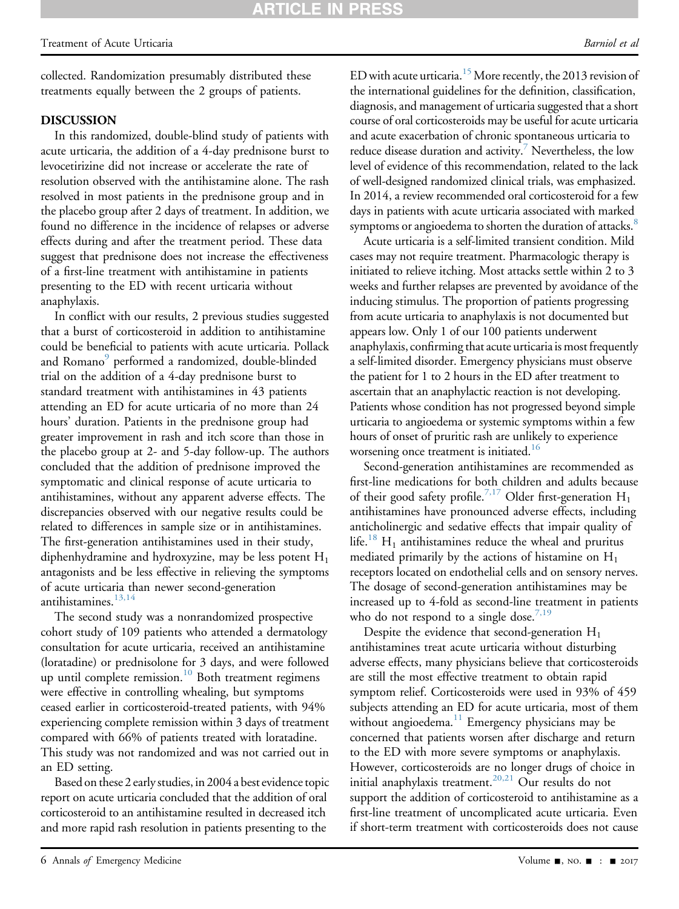collected. Randomization presumably distributed these treatments equally between the 2 groups of patients.

## DISCUSSION

In this randomized, double-blind study of patients with acute urticaria, the addition of a 4-day prednisone burst to levocetirizine did not increase or accelerate the rate of resolution observed with the antihistamine alone. The rash resolved in most patients in the prednisone group and in the placebo group after 2 days of treatment. In addition, we found no difference in the incidence of relapses or adverse effects during and after the treatment period. These data suggest that prednisone does not increase the effectiveness of a first-line treatment with antihistamine in patients presenting to the ED with recent urticaria without anaphylaxis.

In conflict with our results, 2 previous studies suggested that a burst of corticosteroid in addition to antihistamine could be beneficial to patients with acute urticaria. Pollack and Romano[9] performed a randomized, double-blinded trial on the addition of a 4-day prednisone burst to standard treatment with antihistamines in 43 patients attending an ED for acute urticaria of no more than 24 hours' duration. Patients in the prednisone group had greater improvement in rash and itch score than those in the placebo group at 2- and 5-day follow-up. The authors concluded that the addition of prednisone improved the symptomatic and clinical response of acute urticaria to antihistamines, without any apparent adverse effects. The discrepancies observed with our negative results could be related to differences in sample size or in antihistamines. The first-generation antihistamines used in their study, diphenhydramine and hydroxyzine, may be less potent $H_1$ antagonists and be less effective in relieving the symptoms of acute urticaria than newer second-generation antihistamines.[13,14]

The second study was a nonrandomized prospective cohort study of 109 patients who attended a dermatology consultation for acute urticaria, received an antihistamine (loratadine) or prednisolone for 3 days, and were followed up until complete remission.[10] Both treatment regimens were effective in controlling whealing, but symptoms ceased earlier in corticosteroid-treated patients, with 94% experiencing complete remission within 3 days of treatment compared with 66% of patients treated with loratadine. This study was not randomized and was not carried out in an ED setting.

Based on these 2 early studies, in 2004 a best evidence topic report on acute urticaria concluded that the addition of oral corticosteroid to an antihistamine resulted in decreased itch and more rapid rash resolution in patients presenting to the ED with acute urticaria.[15] More recently, the 2013 revision of the international guidelines for the definition, classification, diagnosis, and management of urticaria suggested that a short course of oral corticosteroids may be useful for acute urticaria and acute exacerbation of chronic spontaneous urticaria to reduce disease duration and activity.[7] Nevertheless, the low level of evidence of this recommendation, related to the lack of well-designed randomized clinical trials, was emphasized. In 2014, a review recommended oral corticosteroid for a few days in patients with acute urticaria associated with marked symptoms or angioedema to shorten the duration of attacks.[8]

Acute urticaria is a self-limited transient condition. Mild cases may not require treatment. Pharmacologic therapy is initiated to relieve itching. Most attacks settle within 2 to 3 weeks and further relapses are prevented by avoidance of the inducing stimulus. The proportion of patients progressing from acute urticaria to anaphylaxis is not documented but appears low. Only 1 of our 100 patients underwent anaphylaxis, confirming that acute urticaria is most frequently a self-limited disorder. Emergency physicians must observe the patient for 1 to 2 hours in the ED after treatment to ascertain that an anaphylactic reaction is not developing. Patients whose condition has not progressed beyond simple urticaria to angioedema or systemic symptoms within a few hours of onset of pruritic rash are unlikely to experience worsening once treatment is initiated.[16]

Second-generation antihistamines are recommended as first-line medications for both children and adults because of their good safety profile.[7,17] Older first-generation $H_1$ antihistamines have pronounced adverse effects, including anticholinergic and sedative effects that impair quality of life.[18] $H_1$ antihistamines reduce the wheal and pruritus mediated primarily by the actions of histamine on $H_1$ receptors located on endothelial cells and on sensory nerves. The dosage of second-generation antihistamines may be increased up to 4-fold as second-line treatment in patients who do not respond to a single dose.[7,19]

Despite the evidence that second-generation $H_1$ antihistamines treat acute urticaria without disturbing adverse effects, many physicians believe that corticosteroids are still the most effective treatment to obtain rapid symptom relief. Corticosteroids were used in 93% of 459 subjects attending an ED for acute urticaria, most of them without angioedema.[11] Emergency physicians may be concerned that patients worsen after discharge and return to the ED with more severe symptoms or anaphylaxis. However, corticosteroids are no longer drugs of choice in initial anaphylaxis treatment.[20,21] Our results do not support the addition of corticosteroid to antihistamine as a first-line treatment of uncomplicated acute urticaria. Even if short-term treatment with corticosteroids does not cause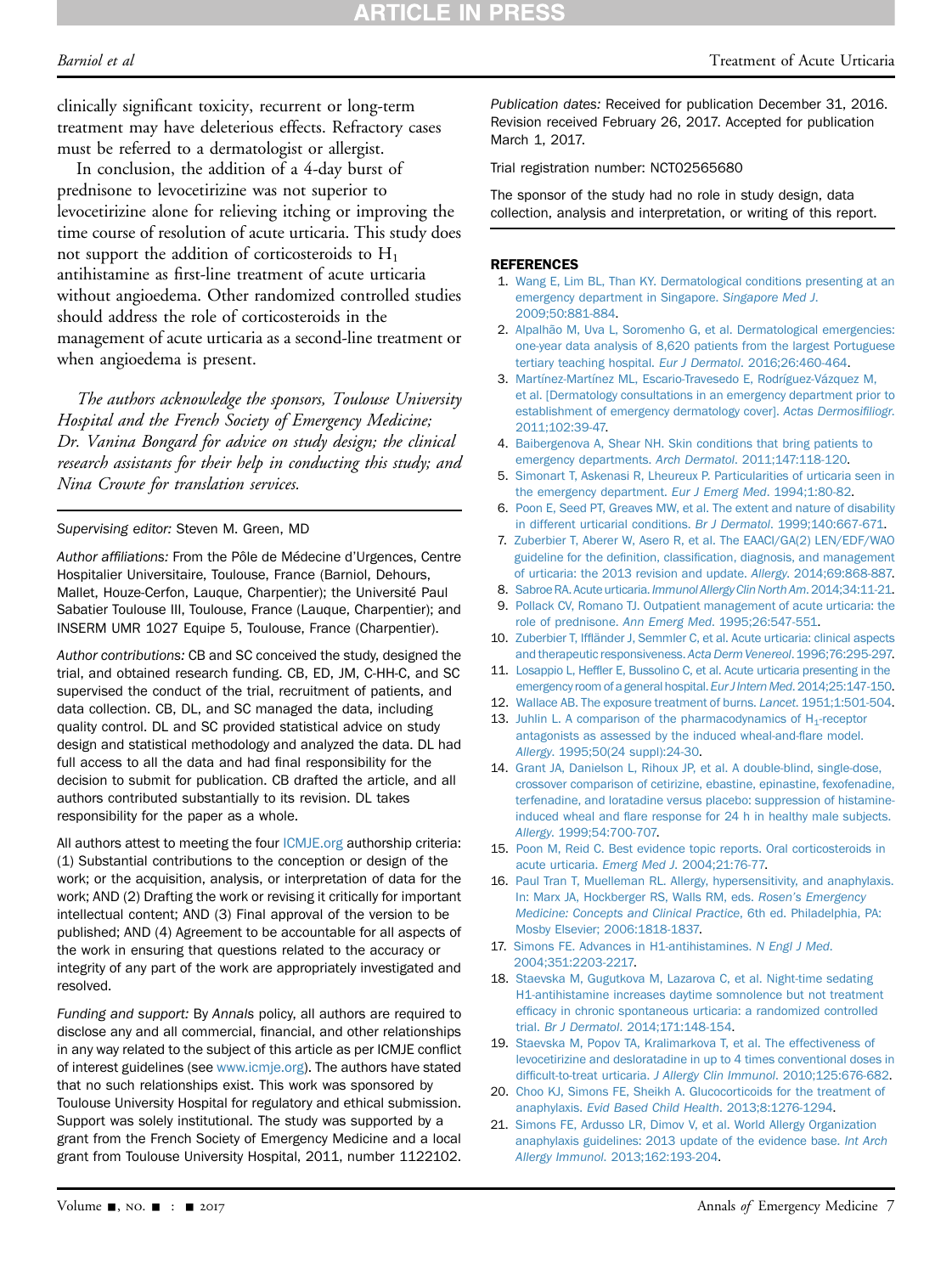clinically significant toxicity, recurrent or long-term treatment may have deleterious effects. Refractory cases must be referred to a dermatologist or allergist.

In conclusion, the addition of a 4-day burst of prednisone to levocetirizine was not superior to levocetirizine alone for relieving itching or improving the time course of resolution of acute urticaria. This study does not support the addition of corticosteroids to $H_1$ antihistamine as first-line treatment of acute urticaria without angioedema. Other randomized controlled studies should address the role of corticosteroids in the management of acute urticaria as a second-line treatment or when angioedema is present.

*The authors acknowledge the sponsors, Toulouse University Hospital and the French Society of Emergency Medicine; Dr. Vanina Bongard for advice on study design; the clinical research assistants for their help in conducting this study; and Nina Crowte for translation services.*

*Supervising editor:* Steven M. Green, MD

*Author affiliations:* From the Pôle de Médecine d'Urgences, Centre Hospitalier Universitaire, Toulouse, France (Barniol, Dehours, Mallet, Houze-Cerfon, Lauque, Charpentier); the Université Paul Sabatier Toulouse III, Toulouse, France (Lauque, Charpentier); and INSERM UMR 1027 Equipe 5, Toulouse, France (Charpentier).

*Author contributions:* CB and SC conceived the study, designed the trial, and obtained research funding. CB, ED, JM, C-HH-C, and SC supervised the conduct of the trial, recruitment of patients, and data collection. CB, DL, and SC managed the data, including quality control. DL and SC provided statistical advice on study design and statistical methodology and analyzed the data. DL had full access to all the data and had final responsibility for the decision to submit for publication. CB drafted the article, and all authors contributed substantially to its revision. DL takes responsibility for the paper as a whole.

All authors attest to meeting the four ICMJE.org authorship criteria: (1) Substantial contributions to the conception or design of the work; or the acquisition, analysis, or interpretation of data for the work; AND (2) Drafting the work or revising it critically for important intellectual content; AND (3) Final approval of the version to be published; AND (4) Agreement to be accountable for all aspects of the work in ensuring that questions related to the accuracy or integrity of any part of the work are appropriately investigated and resolved.

*Funding and support:* By *Annals* policy, all authors are required to disclose any and all commercial, financial, and other relationships in any way related to the subject of this article as per ICMJE conflict of interest guidelines (see www.icmje.org). The authors have stated that no such relationships exist. This work was sponsored by Toulouse University Hospital for regulatory and ethical submission. Support was solely institutional. The study was supported by a grant from the French Society of Emergency Medicine and a local grant from Toulouse University Hospital, 2011, number 1122102.

*Publication dates:* Received for publication December 31, 2016. Revision received February 26, 2017. Accepted for publication March 1, 2017.

Trial registration number: NCT02565680

The sponsor of the study had no role in study design, data collection, analysis and interpretation, or writing of this report.

## REFERENCES

1. Wang E, Lim BL, Than KY. Dermatological conditions presenting at an emergency department in Singapore. *Singapore Med J*. 2009;50:881-884.
2. Alpalhão M, Uva L, Soromenho G, et al. Dermatological emergencies: one-year data analysis of 8,620 patients from the largest Portuguese tertiary teaching hospital. *Eur J Dermatol*. 2016;26:460-464.
3. Martínez-Martínez ML, Escario-Travesedo E, Rodríguez-Vázquez M, et al. [Dermatology consultations in an emergency department prior to establishment of emergency dermatology cover]. *Actas Dermosifiliogr*. 2011;102:39-47.
4. Baibergenova A, Shear NH. Skin conditions that bring patients to emergency departments. *Arch Dermatol*. 2011;147:118-120.
5. Simonart T, Askenasi R, Lheureux P. Particularities of urticaria seen in the emergency department. *Eur J Emerg Med*. 1994;1:80-82.
6. Poon E, Seed PT, Greaves MW, et al. The extent and nature of disability in different urticarial conditions. *Br J Dermatol*. 1999;140:667-671.
7. Zuberbier T, Aberer W, Asero R, et al. The EAACI/GA(2) LEN/EDF/WAO guideline for the definition, classification, diagnosis, and management of urticaria: the 2013 revision and update. *Allergy*. 2014;69:868-887.
8. Sabroe RA. Acute urticaria. *Immunol Allergy Clin North Am*. 2014;34:11-21.
9. Pollack CV, Romano TJ. Outpatient management of acute urticaria: the role of prednisone. *Ann Emerg Med*. 1995;26:547-551.
10. Zuberbier T, Iffländer J, Semmler C, et al. Acute urticaria: clinical aspects and therapeutic responsiveness. *Acta Derm Venereol*. 1996;76:295-297.
11. Losappio L, Heffler E, Bussolino C, et al. Acute urticaria presenting in the emergency room of a general hospital. *Eur J Intern Med*. 2014;25:147-150.
12. Wallace AB. The exposure treatment of burns. *Lancet*. 1951;1:501-504.
13. Juhlin L. A comparison of the pharmacodynamics of $H_1$-receptor antagonists as assessed by the induced wheal-and-flare model. *Allergy*. 1995;50(24 suppl):24-30.
14. Grant JA, Danielson L, Rihoux JP, et al. A double-blind, single-dose, crossover comparison of cetirizine, ebastine, epinastine, fexofenadine, terfenadine, and loratadine versus placebo: suppression of histamine-induced wheal and flare response for 24 h in healthy male subjects. *Allergy*. 1999;54:700-707.
15. Poon M, Reid C. Best evidence topic reports. Oral corticosteroids in acute urticaria. *Emerg Med J*. 2004;21:76-77.
16. Paul Tran T, Muelleman RL. Allergy, hypersensitivity, and anaphylaxis. In: Marx JA, Hockberger RS, Walls RM, eds. *Rosen's Emergency Medicine: Concepts and Clinical Practice*, 6th ed. Philadelphia, PA: Mosby Elsevier; 2006:1818-1837.
17. Simons FE. Advances in H1-antihistamines. *N Engl J Med*. 2004;351:2203-2217.
18. Staevska M, Gugutkova M, Lazarova C, et al. Night-time sedating H1-antihistamine increases daytime somnolence but not treatment efficacy in chronic spontaneous urticaria: a randomized controlled trial. *Br J Dermatol*. 2014;171:148-154.
19. Staevska M, Popov TA, Kralimarkova T, et al. The effectiveness of levocetirizine and desloratadine in up to 4 times conventional doses in difficult-to-treat urticaria. *J Allergy Clin Immunol*. 2010;125:676-682.
20. Choo KJ, Simons FE, Sheikh A. Glucocorticoids for the treatment of anaphylaxis. *Evid Based Child Health*. 2013;8:1276-1294.
21. Simons FE, Ardusso LR, Dimov V, et al. World Allergy Organization anaphylaxis guidelines: 2013 update of the evidence base. *Int Arch Allergy Immunol*. 2013;162:193-204.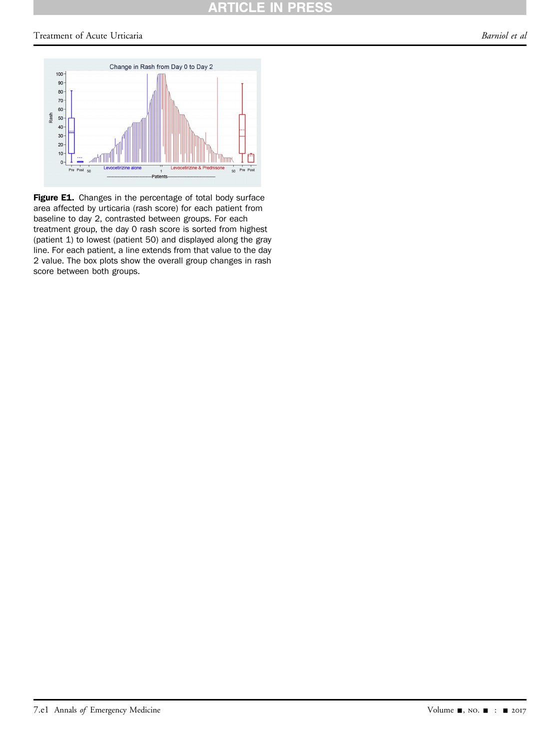Change in Rash from Day 0 to Day 2

Rash

100
90
80
70
60
50
40
30
20
10
0

Pre Post 50 Levocetirizine alone 1 Levocetirizine & Prednisone 50 Pre Post

-----------------------------Patients-----------------------------

**Figure E1.** Changes in the percentage of total body surface area affected by urticaria (rash score) for each patient from baseline to day 2, contrasted between groups. For each treatment group, the day 0 rash score is sorted from highest (patient 1) to lowest (patient 50) and displayed along the gray line. For each patient, a line extends from that value to the day 2 value. The box plots show the overall group changes in rash score between both groups.